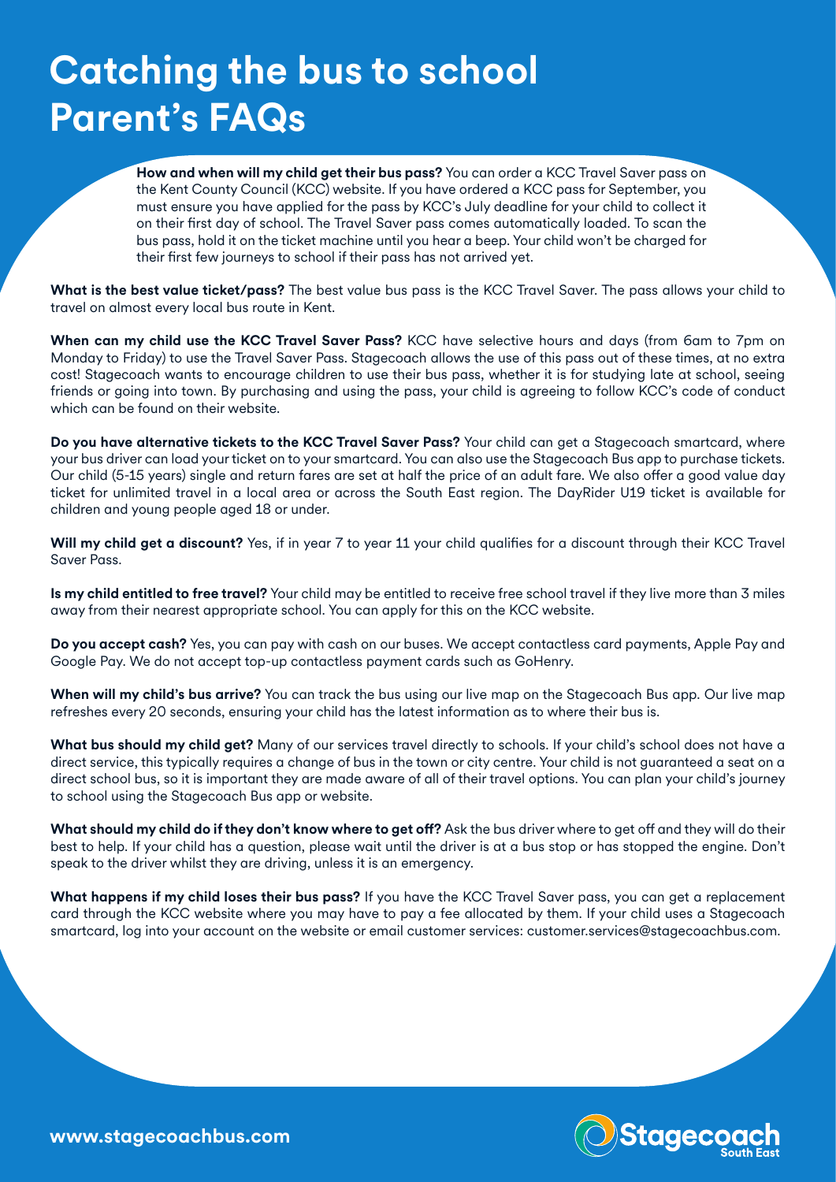# Catching the bus to school Parent's FAQs

**How and when will my child get their bus pass?** You can order a KCC Travel Saver pass on the Kent County Council (KCC) website. If you have ordered a KCC pass for September, you must ensure you have applied for the pass by KCC's July deadline for your child to collect it on their first day of school. The Travel Saver pass comes automatically loaded. To scan the bus pass, hold it on the ticket machine until you hear a beep. Your child won't be charged for their first few journeys to school if their pass has not arrived yet.

**What is the best value ticket/pass?** The best value bus pass is the KCC Travel Saver. The pass allows your child to travel on almost every local bus route in Kent.

**When can my child use the KCC Travel Saver Pass?** KCC have selective hours and days (from 6am to 7pm on Monday to Friday) to use the Travel Saver Pass. Stagecoach allows the use of this pass out of these times, at no extra cost! Stagecoach wants to encourage children to use their bus pass, whether it is for studying late at school, seeing friends or going into town. By purchasing and using the pass, your child is agreeing to follow KCC's code of conduct which can be found on their website.

**Do you have alternative tickets to the KCC Travel Saver Pass?** Your child can get a Stagecoach smartcard, where your bus driver can load your ticket on to your smartcard. You can also use the Stagecoach Bus app to purchase tickets. Our child (5-15 years) single and return fares are set at half the price of an adult fare. We also offer a good value day ticket for unlimited travel in a local area or across the South East region. The DayRider U19 ticket is available for children and young people aged 18 or under.

**Will my child get a discount?** Yes, if in year 7 to year 11 your child qualifies for a discount through their KCC Travel Saver Pass.

**Is my child entitled to free travel?** Your child may be entitled to receive free school travel if they live more than 3 miles away from their nearest appropriate school. You can apply for this on the KCC website.

**Do you accept cash?** Yes, you can pay with cash on our buses. We accept contactless card payments, Apple Pay and Google Pay. We do not accept top-up contactless payment cards such as GoHenry.

**When will my child's bus arrive?** You can track the bus using our live map on the Stagecoach Bus app. Our live map refreshes every 20 seconds, ensuring your child has the latest information as to where their bus is.

**What bus should my child get?** Many of our services travel directly to schools. If your child's school does not have a direct service, this typically requires a change of bus in the town or city centre. Your child is not guaranteed a seat on a direct school bus, so it is important they are made aware of all of their travel options. You can plan your child's journey to school using the Stagecoach Bus app or website.

**What should my child do if they don't know where to get off?** Ask the bus driver where to get off and they will do their best to help. If your child has a question, please wait until the driver is at a bus stop or has stopped the engine. Don't speak to the driver whilst they are driving, unless it is an emergency.

**What happens if my child loses their bus pass?** If you have the KCC Travel Saver pass, you can get a replacement card through the KCC website where you may have to pay a fee allocated by them. If your child uses a Stagecoach smartcard, log into your account on the website or email customer services: customer.services@stagecoachbus.com.

**www.stagecoachbus.com**

Stagecoach South East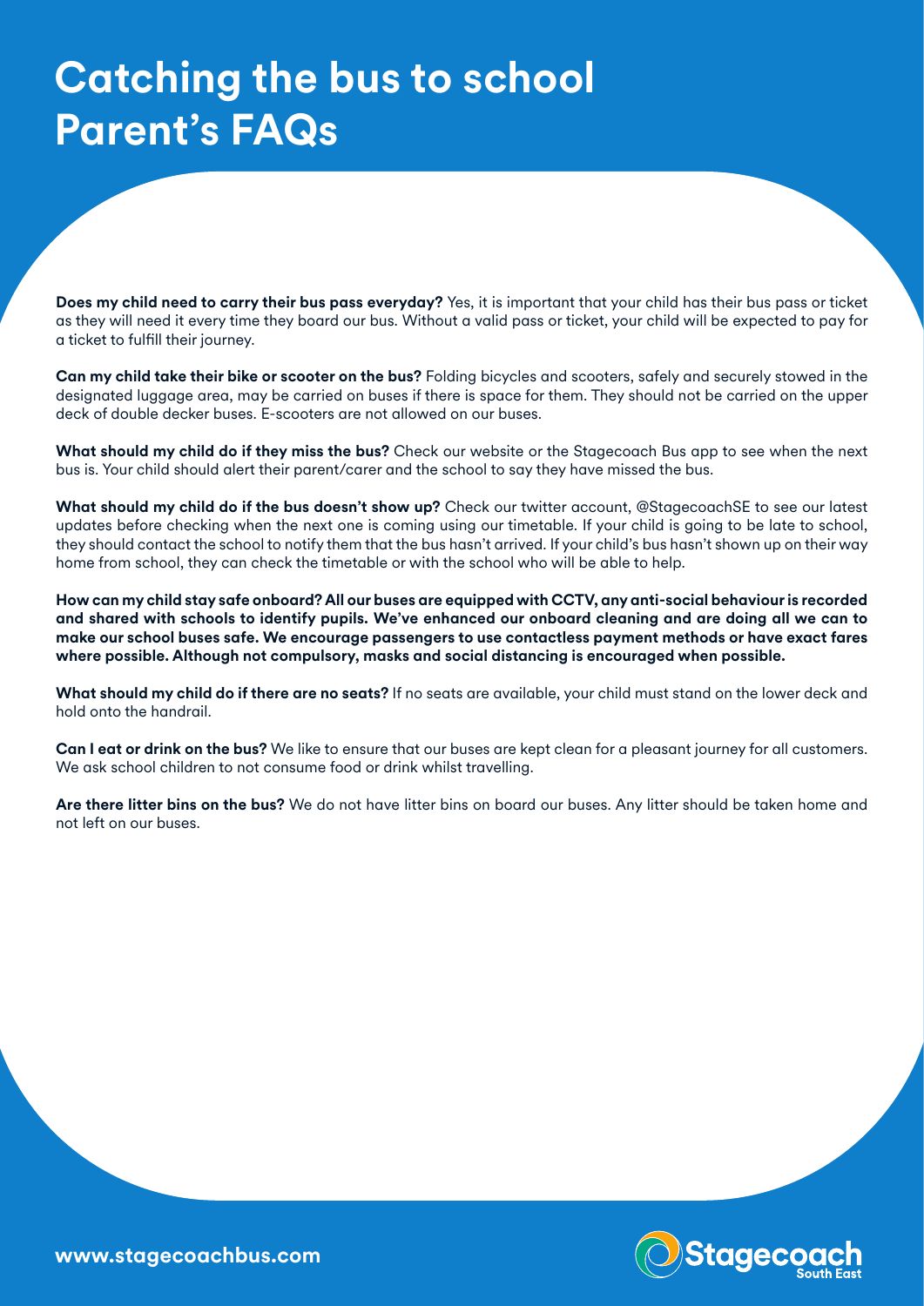# Catching the bus to school Parent's FAQs

**Does my child need to carry their bus pass everyday?** Yes, it is important that your child has their bus pass or ticket as they will need it every time they board our bus. Without a valid pass or ticket, your child will be expected to pay for a ticket to fulfill their journey.

**Can my child take their bike or scooter on the bus?** Folding bicycles and scooters, safely and securely stowed in the designated luggage area, may be carried on buses if there is space for them. They should not be carried on the upper deck of double decker buses. E-scooters are not allowed on our buses.

**What should my child do if they miss the bus?** Check our website or the Stagecoach Bus app to see when the next bus is. Your child should alert their parent/carer and the school to say they have missed the bus.

**What should my child do if the bus doesn't show up?** Check our twitter account, @StagecoachSE to see our latest updates before checking when the next one is coming using our timetable. If your child is going to be late to school, they should contact the school to notify them that the bus hasn't arrived. If your child's bus hasn't shown up on their way home from school, they can check the timetable or with the school who will be able to help.

**How can my child stay safe onboard? All our buses are equipped with CCTV, any anti-social behaviour is recorded and shared with schools to identify pupils. We've enhanced our onboard cleaning and are doing all we can to make our school buses safe. We encourage passengers to use contactless payment methods or have exact fares where possible. Although not compulsory, masks and social distancing is encouraged when possible.**

**What should my child do if there are no seats?** If no seats are available, your child must stand on the lower deck and hold onto the handrail.

**Can I eat or drink on the bus?** We like to ensure that our buses are kept clean for a pleasant journey for all customers. We ask school children to not consume food or drink whilst travelling.

**Are there litter bins on the bus?** We do not have litter bins on board our buses. Any litter should be taken home and not left on our buses.

**www.stagecoachbus.com**

Stagecoach South East